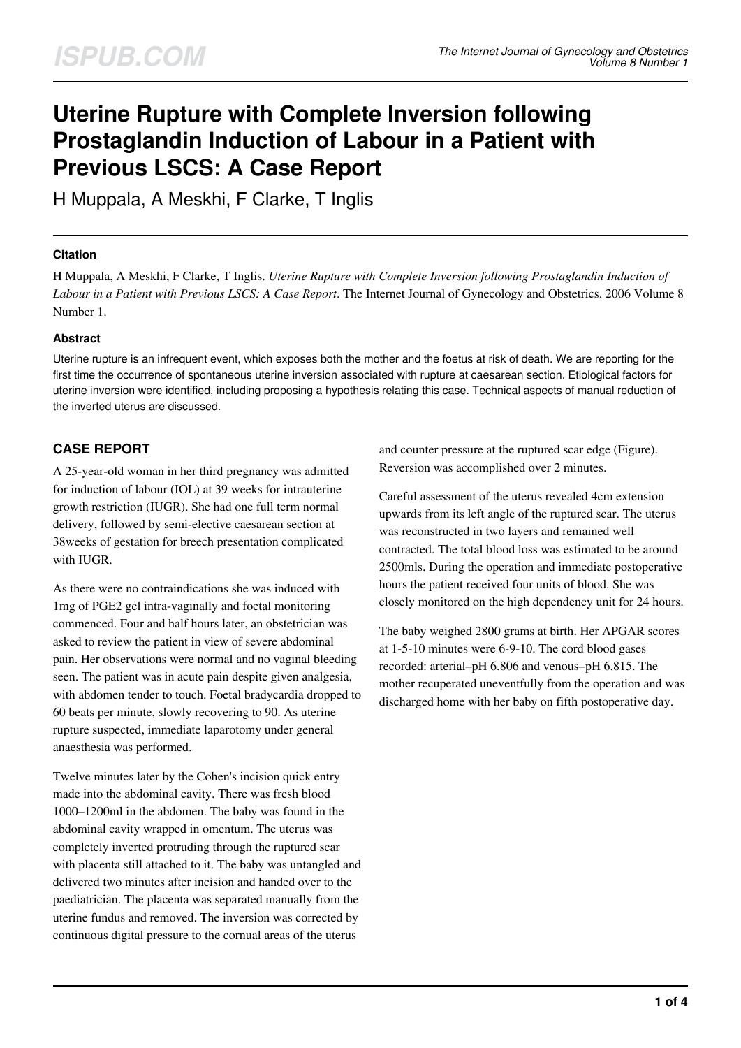# Uterine Rupture with Complete Inversion following Prostaglandin Induction of Labour in a Patient with Previous LSCS: A Case Report

H Muppala, A Meskhi, F Clarke, T Inglis

### Citation

H Muppala, A Meskhi, F Clarke, T Inglis. *Uterine Rupture with Complete Inversion following Prostaglandin Induction of Labour in a Patient with Previous LSCS: A Case Report*. The Internet Journal of Gynecology and Obstetrics. 2006 Volume 8 Number 1.

### Abstract

Uterine rupture is an infrequent event, which exposes both the mother and the foetus at risk of death. We are reporting for the first time the occurrence of spontaneous uterine inversion associated with rupture at caesarean section. Etiological factors for uterine inversion were identified, including proposing a hypothesis relating this case. Technical aspects of manual reduction of the inverted uterus are discussed.

## CASE REPORT

A 25-year-old woman in her third pregnancy was admitted for induction of labour (IOL) at 39 weeks for intrauterine growth restriction (IUGR). She had one full term normal delivery, followed by semi-elective caesarean section at 38weeks of gestation for breech presentation complicated with IUGR.

As there were no contraindications she was induced with 1mg of PGE2 gel intra-vaginally and foetal monitoring commenced. Four and half hours later, an obstetrician was asked to review the patient in view of severe abdominal pain. Her observations were normal and no vaginal bleeding seen. The patient was in acute pain despite given analgesia, with abdomen tender to touch. Foetal bradycardia dropped to 60 beats per minute, slowly recovering to 90. As uterine rupture suspected, immediate laparotomy under general anaesthesia was performed.

Twelve minutes later by the Cohen's incision quick entry made into the abdominal cavity. There was fresh blood 1000–1200ml in the abdomen. The baby was found in the abdominal cavity wrapped in omentum. The uterus was completely inverted protruding through the ruptured scar with placenta still attached to it. The baby was untangled and delivered two minutes after incision and handed over to the paediatrician. The placenta was separated manually from the uterine fundus and removed. The inversion was corrected by continuous digital pressure to the cornual areas of the uterus and counter pressure at the ruptured scar edge (Figure). Reversion was accomplished over 2 minutes.

Careful assessment of the uterus revealed 4cm extension upwards from its left angle of the ruptured scar. The uterus was reconstructed in two layers and remained well contracted. The total blood loss was estimated to be around 2500mls. During the operation and immediate postoperative hours the patient received four units of blood. She was closely monitored on the high dependency unit for 24 hours.

The baby weighed 2800 grams at birth. Her APGAR scores at 1-5-10 minutes were 6-9-10. The cord blood gases recorded: arterial–pH 6.806 and venous–pH 6.815. The mother recuperated uneventfully from the operation and was discharged home with her baby on fifth postoperative day.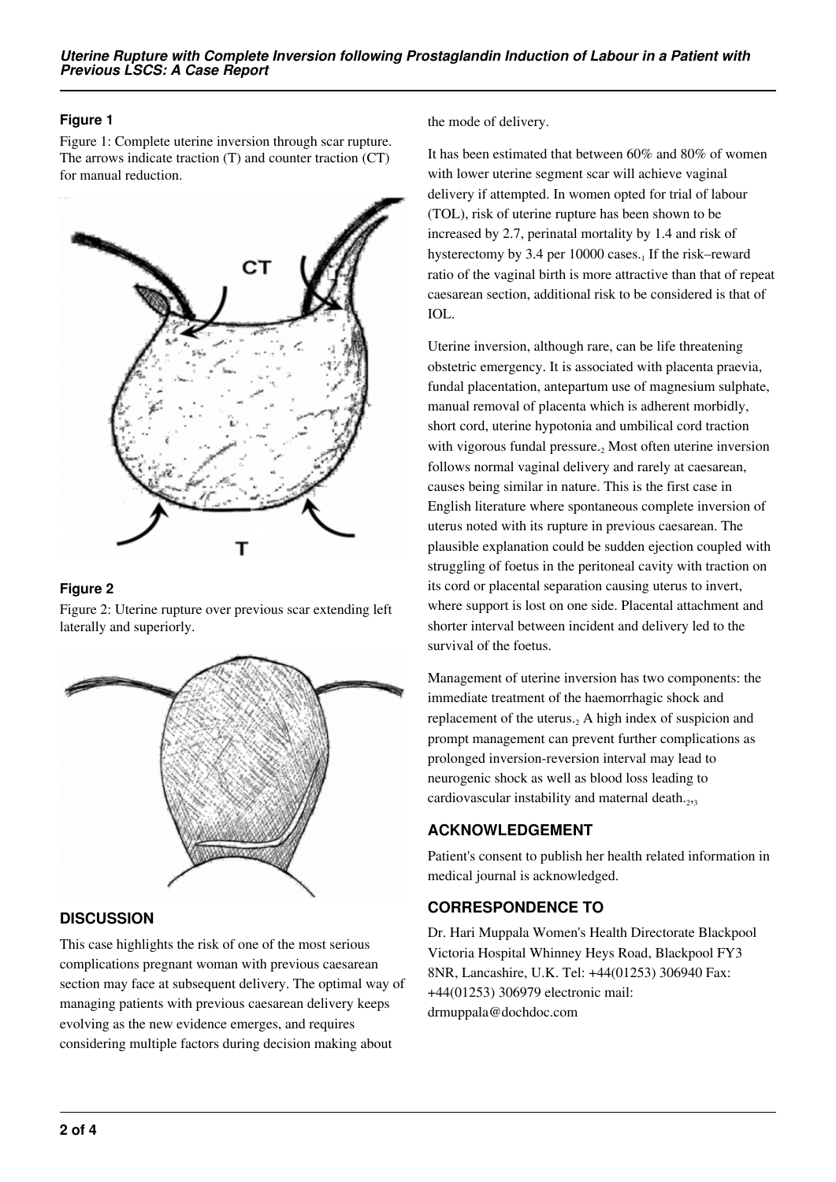### Figure 1

Figure 1: Complete uterine inversion through scar rupture. The arrows indicate traction (T) and counter traction (CT) for manual reduction.

### Figure 2

Figure 2: Uterine rupture over previous scar extending left laterally and superiorly.

## DISCUSSION

This case highlights the risk of one of the most serious complications pregnant woman with previous caesarean section may face at subsequent delivery. The optimal way of managing patients with previous caesarean delivery keeps evolving as the new evidence emerges, and requires considering multiple factors during decision making about the mode of delivery.

It has been estimated that between 60% and 80% of women with lower uterine segment scar will achieve vaginal delivery if attempted. In women opted for trial of labour (TOL), risk of uterine rupture has been shown to be increased by 2.7, perinatal mortality by 1.4 and risk of hysterectomy by 3.4 per 10000 cases.[1] If the risk–reward ratio of the vaginal birth is more attractive than that of repeat caesarean section, additional risk to be considered is that of IOL.

Uterine inversion, although rare, can be life threatening obstetric emergency. It is associated with placenta praevia, fundal placentation, antepartum use of magnesium sulphate, manual removal of placenta which is adherent morbidly, short cord, uterine hypotonia and umbilical cord traction with vigorous fundal pressure.[2] Most often uterine inversion follows normal vaginal delivery and rarely at caesarean, causes being similar in nature. This is the first case in English literature where spontaneous complete inversion of uterus noted with its rupture in previous caesarean. The plausible explanation could be sudden ejection coupled with struggling of foetus in the peritoneal cavity with traction on its cord or placental separation causing uterus to invert, where support is lost on one side. Placental attachment and shorter interval between incident and delivery led to the survival of the foetus.

Management of uterine inversion has two components: the immediate treatment of the haemorrhagic shock and replacement of the uterus.[2] A high index of suspicion and prompt management can prevent further complications as prolonged inversion-reversion interval may lead to neurogenic shock as well as blood loss leading to cardiovascular instability and maternal death.[2,3]

## ACKNOWLEDGEMENT

Patient's consent to publish her health related information in medical journal is acknowledged.

## CORRESPONDENCE TO

Dr. Hari Muppala Women's Health Directorate Blackpool Victoria Hospital Whinney Heys Road, Blackpool FY3 8NR, Lancashire, U.K. Tel: +44(01253) 306940 Fax: +44(01253) 306979 electronic mail: drmuppala@dochdoc.com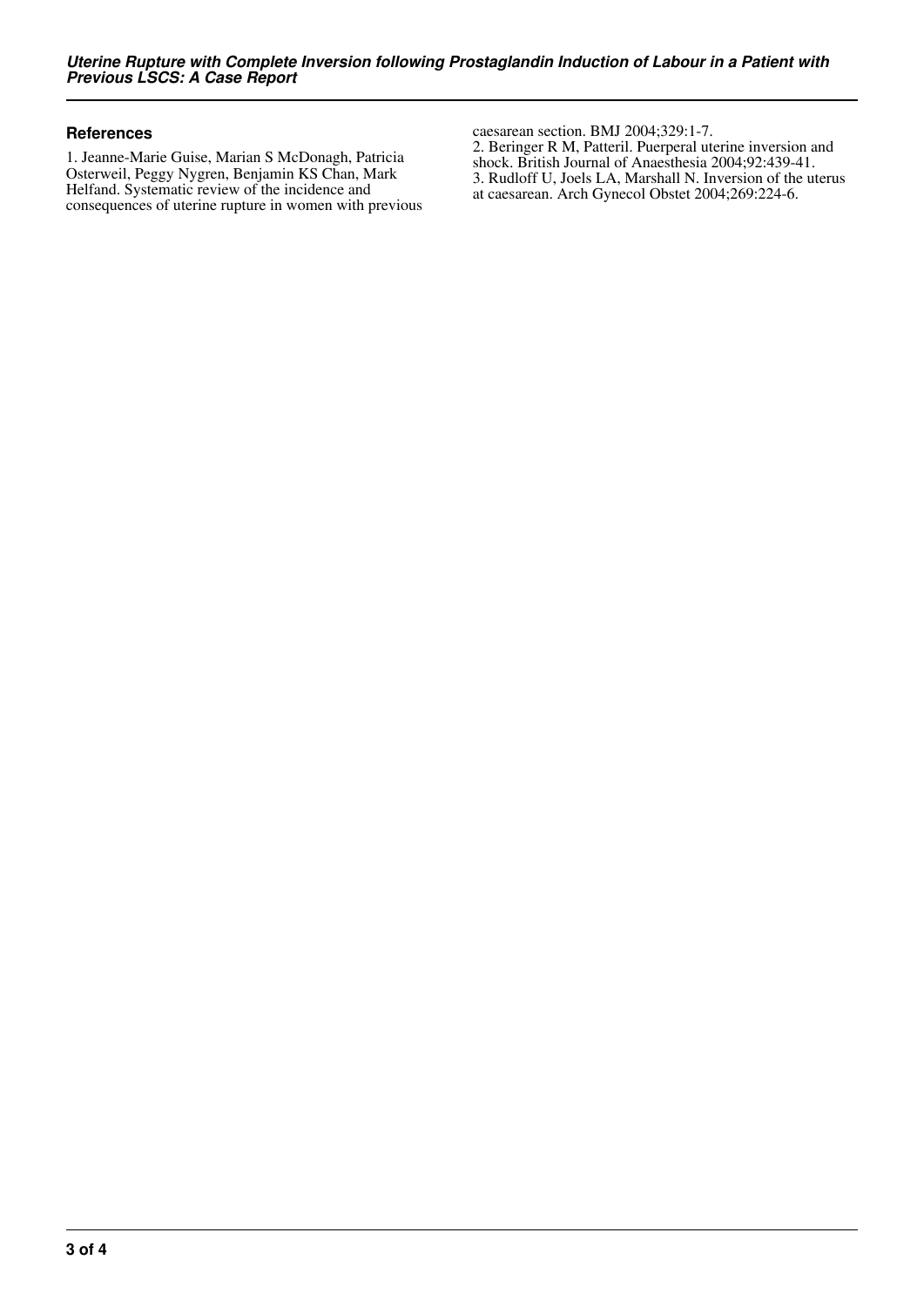## References

1. Jeanne-Marie Guise, Marian S McDonagh, Patricia Osterweil, Peggy Nygren, Benjamin KS Chan, Mark Helfand. Systematic review of the incidence and consequences of uterine rupture in women with previous caesarean section. BMJ 2004;329:1-7.
2. Beringer R M, Patteril. Puerperal uterine inversion and shock. British Journal of Anaesthesia 2004;92:439-41.
3. Rudloff U, Joels LA, Marshall N. Inversion of the uterus at caesarean. Arch Gynecol Obstet 2004;269:224-6.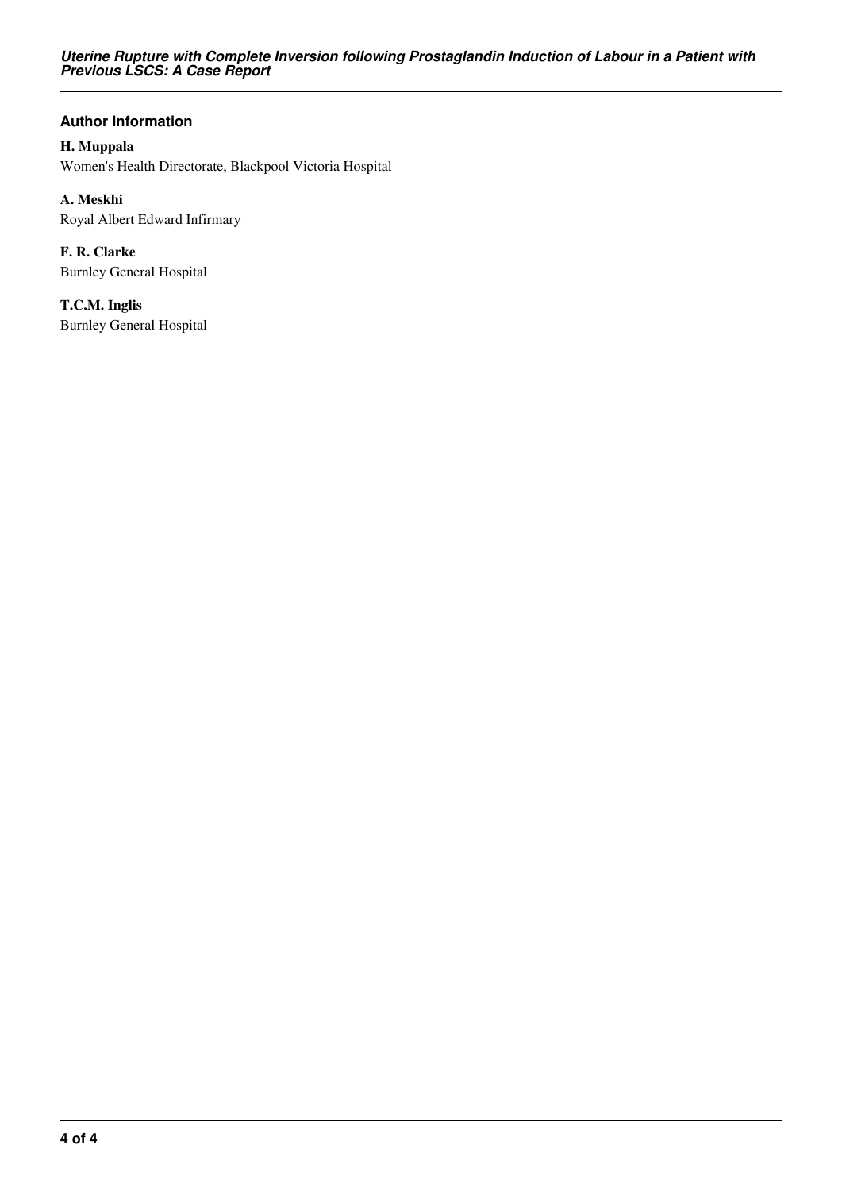### Author Information

**H. Muppala**
Women's Health Directorate, Blackpool Victoria Hospital

**A. Meskhi**
Royal Albert Edward Infirmary

**F. R. Clarke**
Burnley General Hospital

**T.C.M. Inglis**
Burnley General Hospital